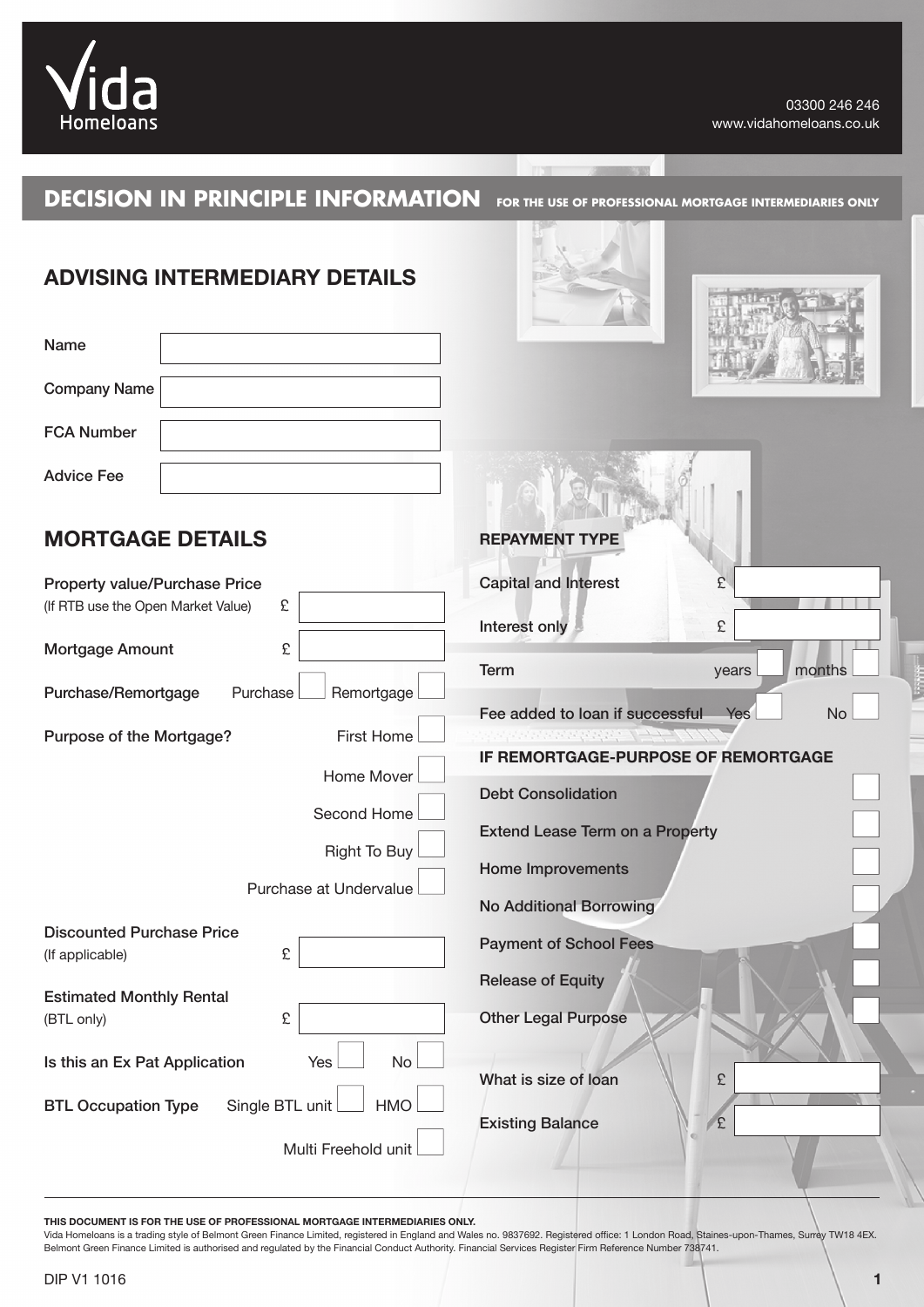Vida Homeloans

03300 246 246
www.vidahomeloans.co.uk

# DECISION IN PRINCIPLE INFORMATION

FOR THE USE OF PROFESSIONAL MORTGAGE INTERMEDIARIES ONLY

## ADVISING INTERMEDIARY DETAILS

Name

Company Name

FCA Number

Advice Fee

## MORTGAGE DETAILS

Property value/Purchase Price
(If RTB use the Open Market Value) £

Mortgage Amount £

Purchase/Remortgage — Purchase ☐ Remortgage ☐

Purpose of the Mortgage?
- First Home ☐
- Home Mover ☐
- Second Home ☐
- Right To Buy ☐
- Purchase at Undervalue ☐

Discounted Purchase Price
(If applicable) £

Estimated Monthly Rental
(BTL only) £

Is this an Ex Pat Application — Yes ☐ No ☐

BTL Occupation Type — Single BTL unit ☐ HMO ☐ Multi Freehold unit ☐

### REPAYMENT TYPE

Capital and Interest £

Interest only £

Term — years ☐ months ☐

Fee added to loan if successful — Yes ☐ No ☐

### IF REMORTGAGE-PURPOSE OF REMORTGAGE

- Debt Consolidation ☐
- Extend Lease Term on a Property ☐
- Home Improvements ☐
- No Additional Borrowing ☐
- Payment of School Fees ☐
- Release of Equity ☐
- Other Legal Purpose ☐

What is size of loan £

Existing Balance £

**THIS DOCUMENT IS FOR THE USE OF PROFESSIONAL MORTGAGE INTERMEDIARIES ONLY.**
Vida Homeloans is a trading style of Belmont Green Finance Limited, registered in England and Wales no. 9837692. Registered office: 1 London Road, Staines-upon-Thames, Surrey TW18 4EX. Belmont Green Finance Limited is authorised and regulated by the Financial Conduct Authority. Financial Services Register Firm Reference Number 738741.

DIP V1 1016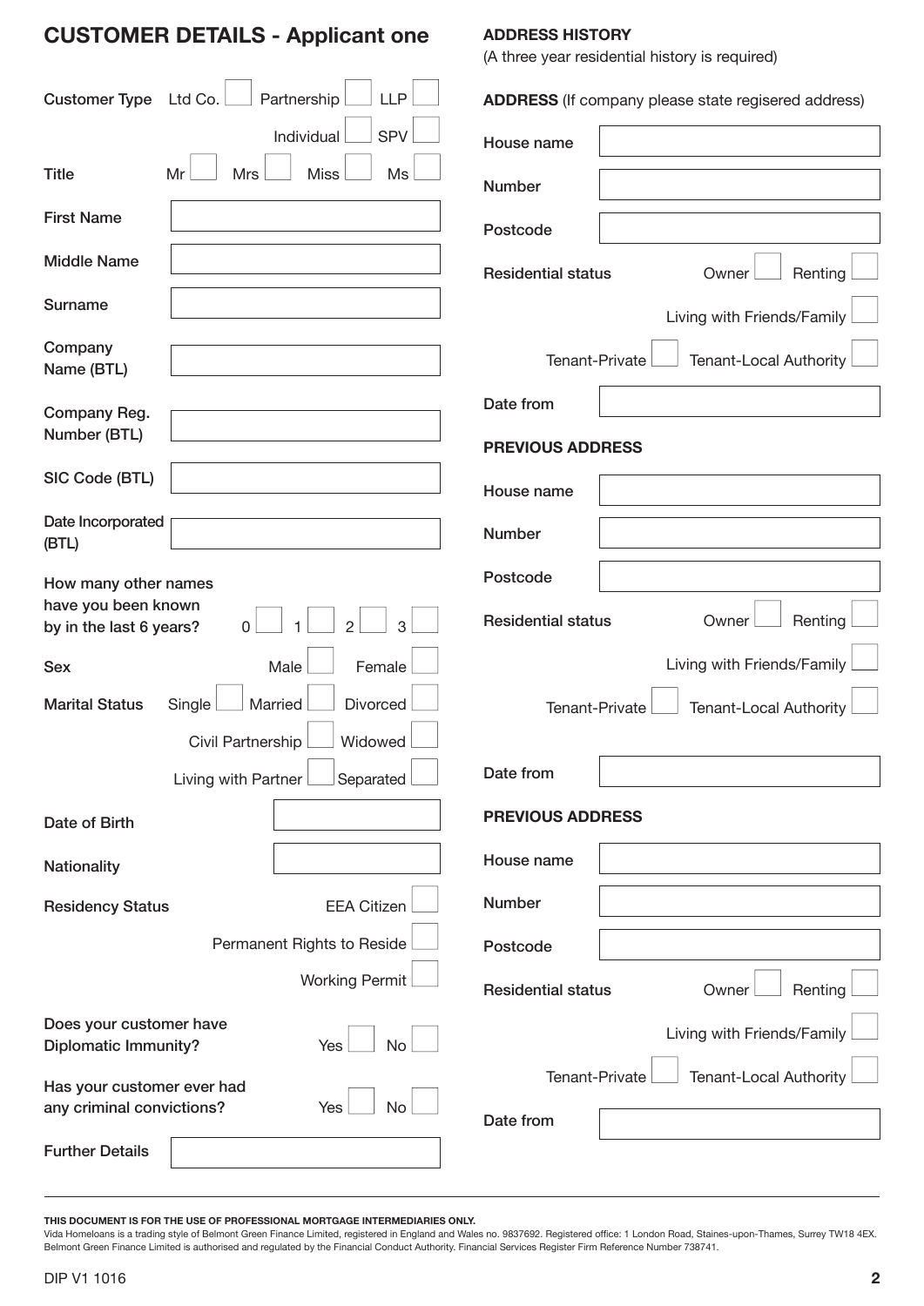## CUSTOMER DETAILS - Applicant one

**Customer Type** Ltd Co. ☐ Partnership ☐ LLP ☐ Individual ☐ SPV ☐

**Title** Mr ☐ Mrs ☐ Miss ☐ Ms ☐

**First Name**

**Middle Name**

**Surname**

**Company Name (BTL)**

**Company Reg. Number (BTL)**

**SIC Code (BTL)**

**Date Incorporated (BTL)**

**How many other names have you been known by in the last 6 years?** 0 ☐ 1 ☐ 2 ☐ 3 ☐

**Sex** Male ☐ Female ☐

**Marital Status** Single ☐ Married ☐ Divorced ☐ Civil Partnership ☐ Widowed ☐ Living with Partner ☐ Separated ☐

**Date of Birth**

**Nationality**

**Residency Status** EEA Citizen ☐ Permanent Rights to Reside ☐ Working Permit ☐

**Does your customer have Diplomatic Immunity?** Yes ☐ No ☐

**Has your customer ever had any criminal convictions?** Yes ☐ No ☐

**Further Details**

## ADDRESS HISTORY

(A three year residential history is required)

**ADDRESS** (If company please state regisered address)

**House name**

**Number**

**Postcode**

**Residential status** Owner ☐ Renting ☐ Living with Friends/Family ☐ Tenant-Private ☐ Tenant-Local Authority ☐

**Date from**

**PREVIOUS ADDRESS**

**House name**

**Number**

**Postcode**

**Residential status** Owner ☐ Renting ☐ Living with Friends/Family ☐ Tenant-Private ☐ Tenant-Local Authority ☐

**Date from**

**PREVIOUS ADDRESS**

**House name**

**Number**

**Postcode**

**Residential status** Owner ☐ Renting ☐ Living with Friends/Family ☐ Tenant-Private ☐ Tenant-Local Authority ☐

**Date from**

---

**THIS DOCUMENT IS FOR THE USE OF PROFESSIONAL MORTGAGE INTERMEDIARIES ONLY.**

Vida Homeloans is a trading style of Belmont Green Finance Limited, registered in England and Wales no. 9837692. Registered office: 1 London Road, Staines-upon-Thames, Surrey TW18 4EX. Belmont Green Finance Limited is authorised and regulated by the Financial Conduct Authority. Financial Services Register Firm Reference Number 738741.

DIP V1 1016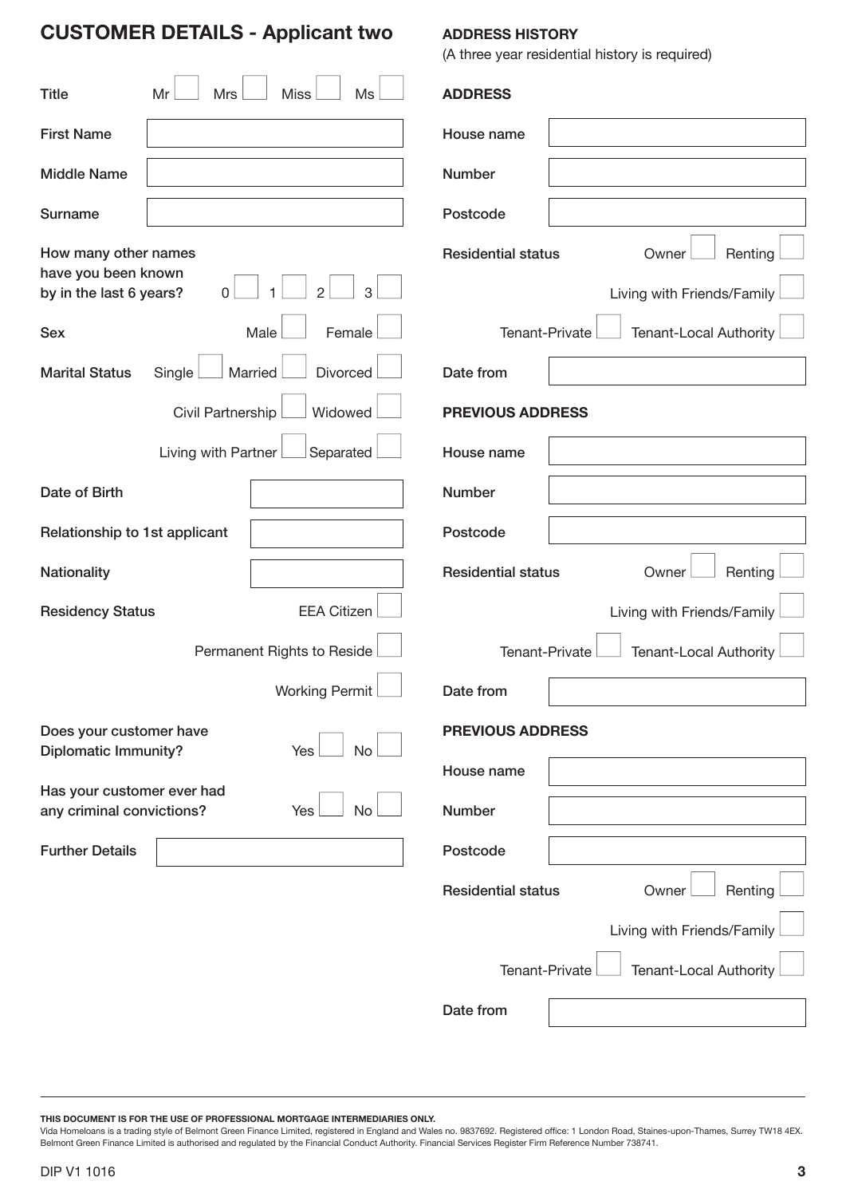## CUSTOMER DETAILS - Applicant two

**Title** Mr ☐ Mrs ☐ Miss ☐ Ms ☐

**First Name**

**Middle Name**

**Surname**

**How many other names have you been known by in the last 6 years?** 0 ☐ 1 ☐ 2 ☐ 3 ☐

**Sex** Male ☐ Female ☐

**Marital Status** Single ☐ Married ☐ Divorced ☐ Civil Partnership ☐ Widowed ☐ Living with Partner ☐ Separated ☐

**Date of Birth**

**Relationship to 1st applicant**

**Nationality**

**Residency Status** EEA Citizen ☐ Permanent Rights to Reside ☐ Working Permit ☐

**Does your customer have Diplomatic Immunity?** Yes ☐ No ☐

**Has your customer ever had any criminal convictions?** Yes ☐ No ☐

**Further Details**

## ADDRESS HISTORY

(A three year residential history is required)

### ADDRESS

**House name**

**Number**

**Postcode**

**Residential status** Owner ☐ Renting ☐ Living with Friends/Family ☐ Tenant-Private ☐ Tenant-Local Authority ☐

**Date from**

### PREVIOUS ADDRESS

**House name**

**Number**

**Postcode**

**Residential status** Owner ☐ Renting ☐ Living with Friends/Family ☐ Tenant-Private ☐ Tenant-Local Authority ☐

**Date from**

### PREVIOUS ADDRESS

**House name**

**Number**

**Postcode**

**Residential status** Owner ☐ Renting ☐ Living with Friends/Family ☐ Tenant-Private ☐ Tenant-Local Authority ☐

**Date from**

---

**THIS DOCUMENT IS FOR THE USE OF PROFESSIONAL MORTGAGE INTERMEDIARIES ONLY.**

Vida Homeloans is a trading style of Belmont Green Finance Limited, registered in England and Wales no. 9837692. Registered office: 1 London Road, Staines-upon-Thames, Surrey TW18 4EX. Belmont Green Finance Limited is authorised and regulated by the Financial Conduct Authority. Financial Services Register Firm Reference Number 738741.

DIP V1 1016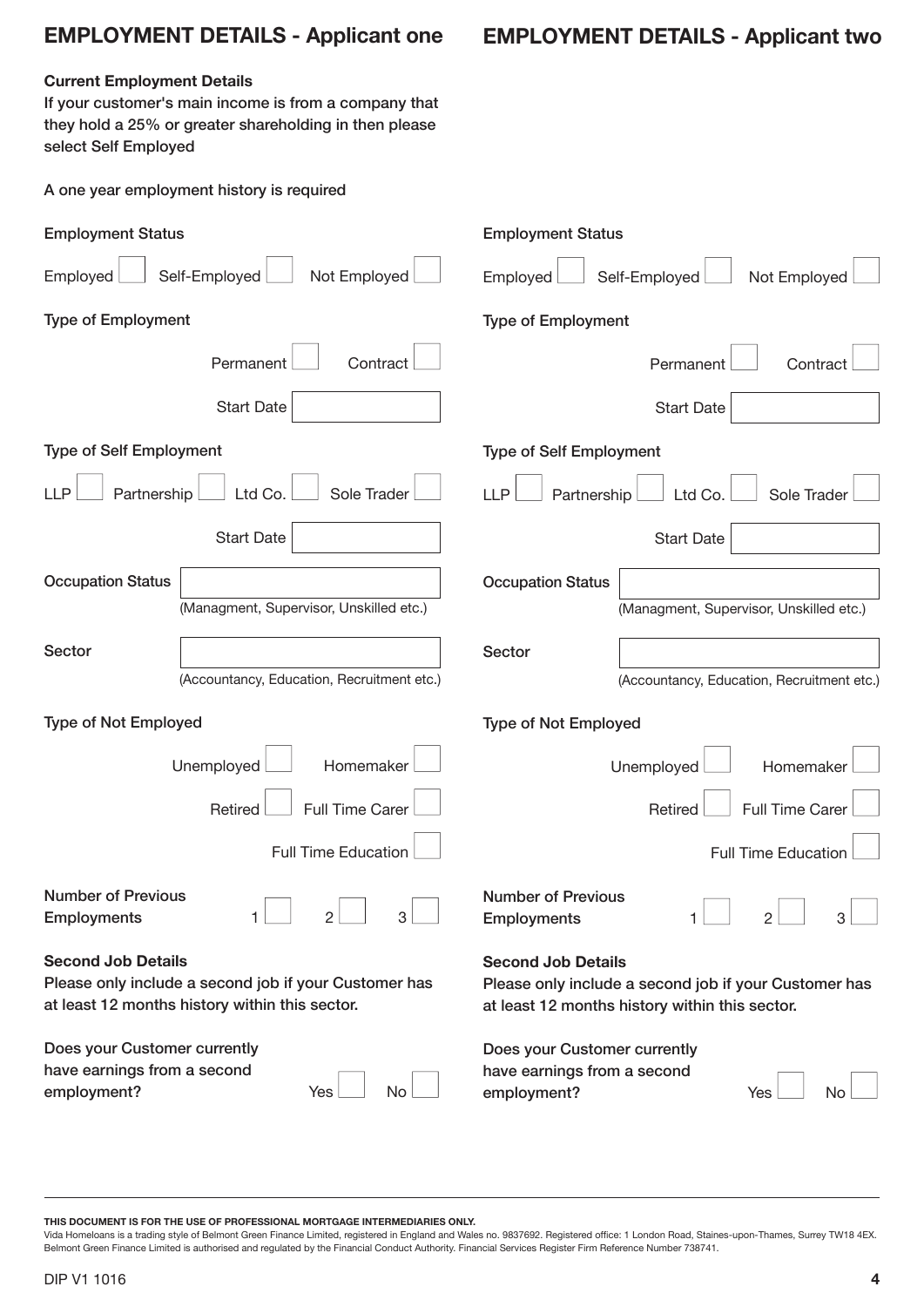## EMPLOYMENT DETAILS - Applicant one

**Current Employment Details**

**If your customer's main income is from a company that they hold a 25% or greater shareholding in then please select Self Employed**

**A one year employment history is required**

Employment Status

Employed ☐ Self-Employed ☐ Not Employed ☐

Type of Employment

Permanent ☐ Contract ☐

Start Date

Type of Self Employment

LLP ☐ Partnership ☐ Ltd Co. ☐ Sole Trader ☐

Start Date

Occupation Status

(Managment, Supervisor, Unskilled etc.)

Sector

(Accountancy, Education, Recruitment etc.)

Type of Not Employed

Unemployed ☐ Homemaker ☐

Retired ☐ Full Time Carer ☐

Full Time Education ☐

Number of Previous Employments 1 ☐ 2 ☐ 3 ☐

**Second Job Details**

**Please only include a second job if your Customer has at least 12 months history within this sector.**

Does your Customer currently have earnings from a second employment? Yes ☐ No ☐

## EMPLOYMENT DETAILS - Applicant two

Employment Status

Employed ☐ Self-Employed ☐ Not Employed ☐

Type of Employment

Permanent ☐ Contract ☐

Start Date

Type of Self Employment

LLP ☐ Partnership ☐ Ltd Co. ☐ Sole Trader ☐

Start Date

Occupation Status

(Managment, Supervisor, Unskilled etc.)

Sector

(Accountancy, Education, Recruitment etc.)

Type of Not Employed

Unemployed ☐ Homemaker ☐

Retired ☐ Full Time Carer ☐

Full Time Education ☐

Number of Previous Employments 1 ☐ 2 ☐ 3 ☐

**Second Job Details**

**Please only include a second job if your Customer has at least 12 months history within this sector.**

Does your Customer currently have earnings from a second employment? Yes ☐ No ☐

**THIS DOCUMENT IS FOR THE USE OF PROFESSIONAL MORTGAGE INTERMEDIARIES ONLY.**

Vida Homeloans is a trading style of Belmont Green Finance Limited, registered in England and Wales no. 9837692. Registered office: 1 London Road, Staines-upon-Thames, Surrey TW18 4EX. Belmont Green Finance Limited is authorised and regulated by the Financial Conduct Authority. Financial Services Register Firm Reference Number 738741.

DIP V1 1016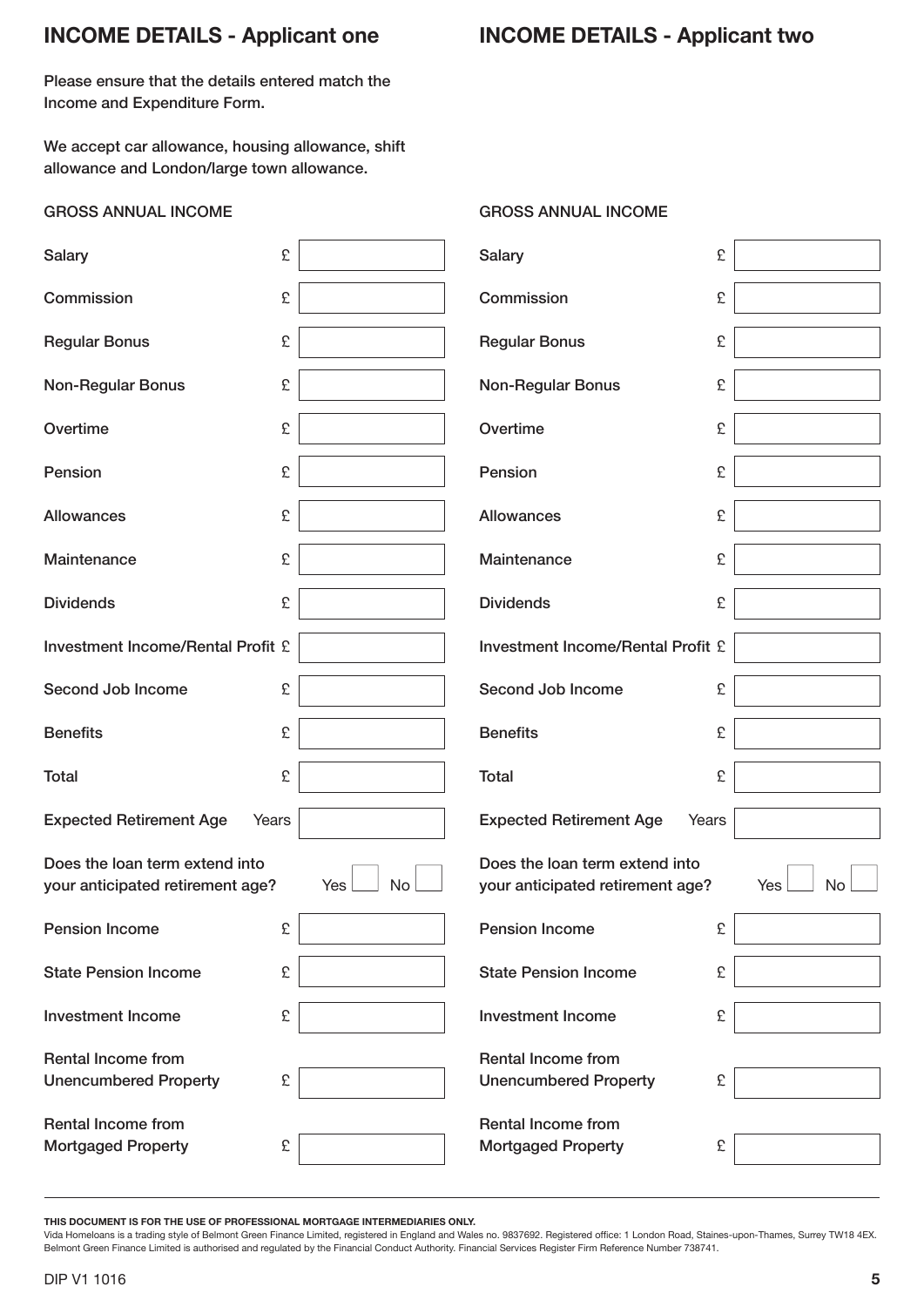## INCOME DETAILS - Applicant one

Please ensure that the details entered match the Income and Expenditure Form.

We accept car allowance, housing allowance, shift allowance and London/large town allowance.

GROSS ANNUAL INCOME

| | | |
|---|---|---|
| Salary | £ | |
| Commission | £ | |
| Regular Bonus | £ | |
| Non-Regular Bonus | £ | |
| Overtime | £ | |
| Pension | £ | |
| Allowances | £ | |
| Maintenance | £ | |
| Dividends | £ | |
| Investment Income/Rental Profit | £ | |
| Second Job Income | £ | |
| Benefits | £ | |
| Total | £ | |
| Expected Retirement Age | Years | |
| Does the loan term extend into your anticipated retirement age? | Yes ☐ No ☐ | |
| Pension Income | £ | |
| State Pension Income | £ | |
| Investment Income | £ | |
| Rental Income from Unencumbered Property | £ | |
| Rental Income from Mortgaged Property | £ | |

## INCOME DETAILS - Applicant two

GROSS ANNUAL INCOME

| | | |
|---|---|---|
| Salary | £ | |
| Commission | £ | |
| Regular Bonus | £ | |
| Non-Regular Bonus | £ | |
| Overtime | £ | |
| Pension | £ | |
| Allowances | £ | |
| Maintenance | £ | |
| Dividends | £ | |
| Investment Income/Rental Profit | £ | |
| Second Job Income | £ | |
| Benefits | £ | |
| Total | £ | |
| Expected Retirement Age | Years | |
| Does the loan term extend into your anticipated retirement age? | Yes ☐ No ☐ | |
| Pension Income | £ | |
| State Pension Income | £ | |
| Investment Income | £ | |
| Rental Income from Unencumbered Property | £ | |
| Rental Income from Mortgaged Property | £ | |

**THIS DOCUMENT IS FOR THE USE OF PROFESSIONAL MORTGAGE INTERMEDIARIES ONLY.**

Vida Homeloans is a trading style of Belmont Green Finance Limited, registered in England and Wales no. 9837692. Registered office: 1 London Road, Staines-upon-Thames, Surrey TW18 4EX. Belmont Green Finance Limited is authorised and regulated by the Financial Conduct Authority. Financial Services Register Firm Reference Number 738741.

DIP V1 1016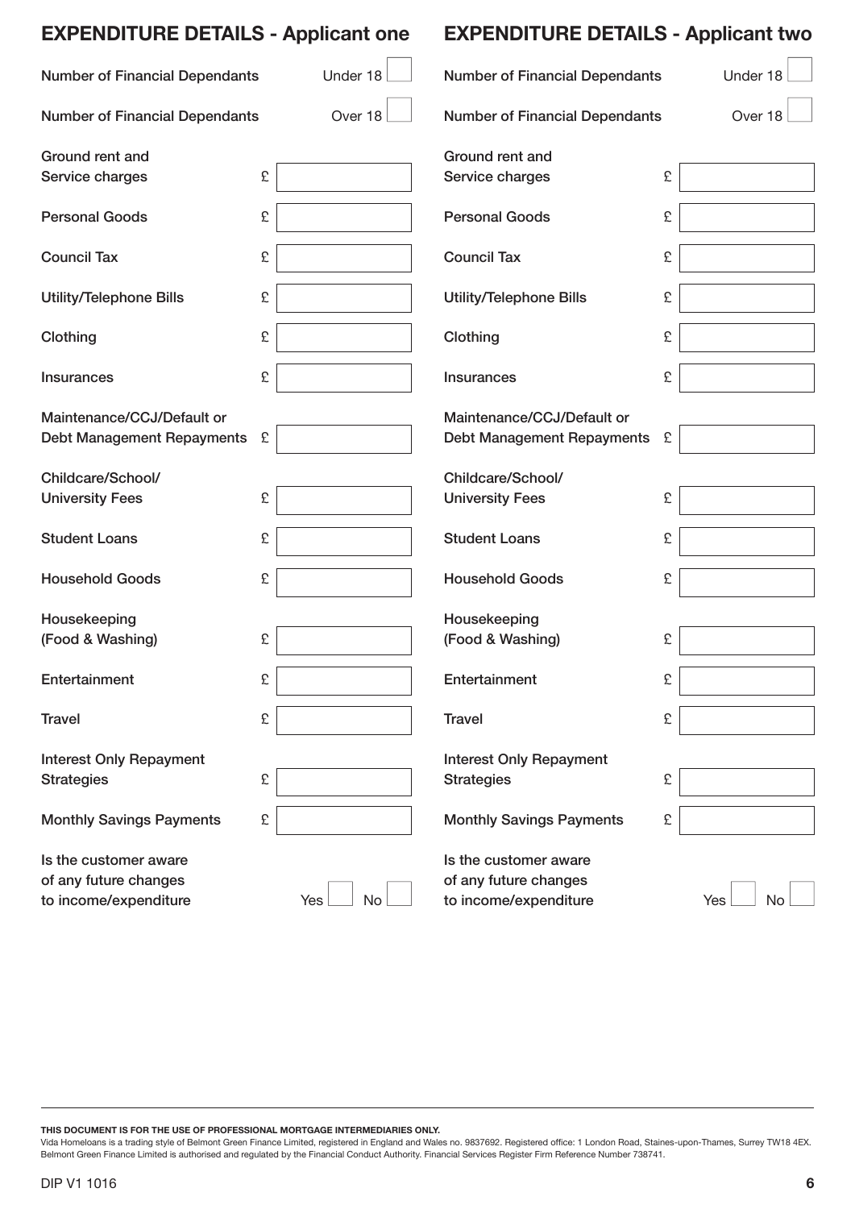## EXPENDITURE DETAILS - Applicant one

| | | |
|---|---|---|
| Number of Financial Dependants | Under 18 | |
| Number of Financial Dependants | Over 18 | |
| Ground rent and Service charges | £ | |
| Personal Goods | £ | |
| Council Tax | £ | |
| Utility/Telephone Bills | £ | |
| Clothing | £ | |
| Insurances | £ | |
| Maintenance/CCJ/Default or Debt Management Repayments | £ | |
| Childcare/School/ University Fees | £ | |
| Student Loans | £ | |
| Household Goods | £ | |
| Housekeeping (Food & Washing) | £ | |
| Entertainment | £ | |
| Travel | £ | |
| Interest Only Repayment Strategies | £ | |
| Monthly Savings Payments | £ | |
| Is the customer aware of any future changes to income/expenditure | Yes ☐ | No ☐ |

## EXPENDITURE DETAILS - Applicant two

| | | |
|---|---|---|
| Number of Financial Dependants | Under 18 | |
| Number of Financial Dependants | Over 18 | |
| Ground rent and Service charges | £ | |
| Personal Goods | £ | |
| Council Tax | £ | |
| Utility/Telephone Bills | £ | |
| Clothing | £ | |
| Insurances | £ | |
| Maintenance/CCJ/Default or Debt Management Repayments | £ | |
| Childcare/School/ University Fees | £ | |
| Student Loans | £ | |
| Household Goods | £ | |
| Housekeeping (Food & Washing) | £ | |
| Entertainment | £ | |
| Travel | £ | |
| Interest Only Repayment Strategies | £ | |
| Monthly Savings Payments | £ | |
| Is the customer aware of any future changes to income/expenditure | Yes ☐ | No ☐ |

**THIS DOCUMENT IS FOR THE USE OF PROFESSIONAL MORTGAGE INTERMEDIARIES ONLY.**

Vida Homeloans is a trading style of Belmont Green Finance Limited, registered in England and Wales no. 9837692. Registered office: 1 London Road, Staines-upon-Thames, Surrey TW18 4EX. Belmont Green Finance Limited is authorised and regulated by the Financial Conduct Authority. Financial Services Register Firm Reference Number 738741.

DIP V1 1016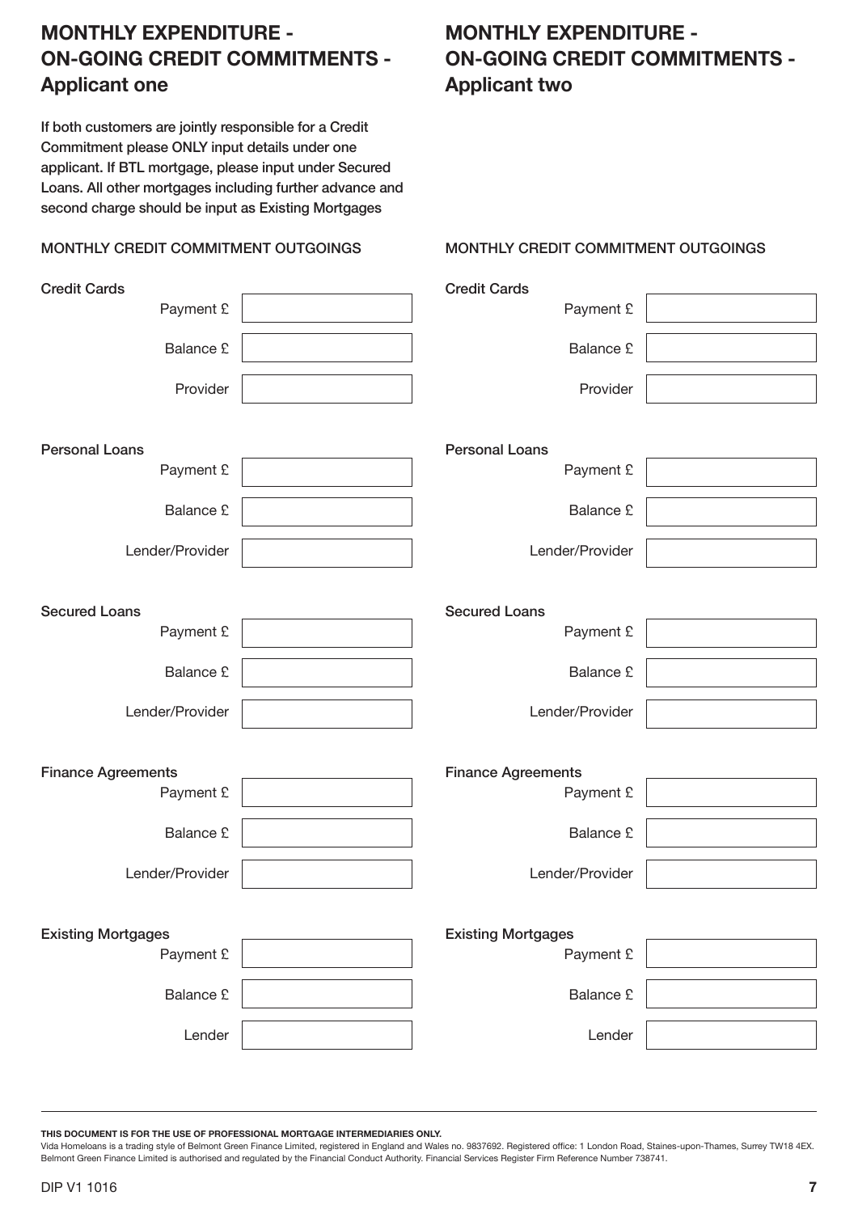## MONTHLY EXPENDITURE - ON-GOING CREDIT COMMITMENTS - Applicant one

If both customers are jointly responsible for a Credit Commitment please ONLY input details under one applicant. If BTL mortgage, please input under Secured Loans. All other mortgages including further advance and second charge should be input as Existing Mortgages

MONTHLY CREDIT COMMITMENT OUTGOINGS

**Credit Cards**

| | |
|---|---|
| Payment £ | |
| Balance £ | |
| Provider | |

**Personal Loans**

| | |
|---|---|
| Payment £ | |
| Balance £ | |
| Lender/Provider | |

**Secured Loans**

| | |
|---|---|
| Payment £ | |
| Balance £ | |
| Lender/Provider | |

**Finance Agreements**

| | |
|---|---|
| Payment £ | |
| Balance £ | |
| Lender/Provider | |

**Existing Mortgages**

| | |
|---|---|
| Payment £ | |
| Balance £ | |
| Lender | |

## MONTHLY EXPENDITURE - ON-GOING CREDIT COMMITMENTS - Applicant two

MONTHLY CREDIT COMMITMENT OUTGOINGS

**Credit Cards**

| | |
|---|---|
| Payment £ | |
| Balance £ | |
| Provider | |

**Personal Loans**

| | |
|---|---|
| Payment £ | |
| Balance £ | |
| Lender/Provider | |

**Secured Loans**

| | |
|---|---|
| Payment £ | |
| Balance £ | |
| Lender/Provider | |

**Finance Agreements**

| | |
|---|---|
| Payment £ | |
| Balance £ | |
| Lender/Provider | |

**Existing Mortgages**

| | |
|---|---|
| Payment £ | |
| Balance £ | |
| Lender | |

**THIS DOCUMENT IS FOR THE USE OF PROFESSIONAL MORTGAGE INTERMEDIARIES ONLY.**

Vida Homeloans is a trading style of Belmont Green Finance Limited, registered in England and Wales no. 9837692. Registered office: 1 London Road, Staines-upon-Thames, Surrey TW18 4EX. Belmont Green Finance Limited is authorised and regulated by the Financial Conduct Authority. Financial Services Register Firm Reference Number 738741.

DIP V1 1016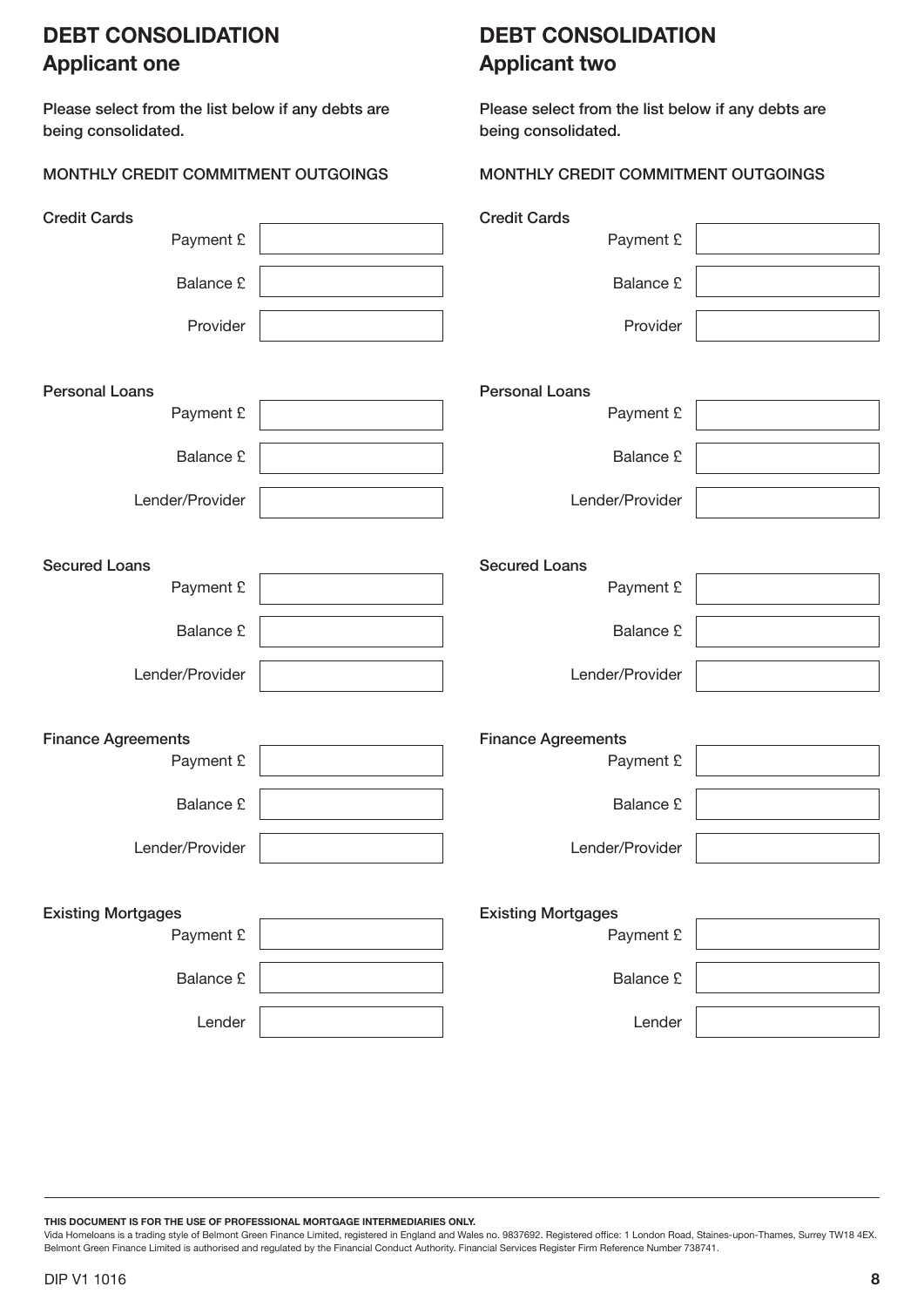## DEBT CONSOLIDATION
### Applicant one

Please select from the list below if any debts are being consolidated.

MONTHLY CREDIT COMMITMENT OUTGOINGS

**Credit Cards**

| | |
|---|---|
| Payment £ | |
| Balance £ | |
| Provider | |

**Personal Loans**

| | |
|---|---|
| Payment £ | |
| Balance £ | |
| Lender/Provider | |

**Secured Loans**

| | |
|---|---|
| Payment £ | |
| Balance £ | |
| Lender/Provider | |

**Finance Agreements**

| | |
|---|---|
| Payment £ | |
| Balance £ | |
| Lender/Provider | |

**Existing Mortgages**

| | |
|---|---|
| Payment £ | |
| Balance £ | |
| Lender | |

## DEBT CONSOLIDATION
### Applicant two

Please select from the list below if any debts are being consolidated.

MONTHLY CREDIT COMMITMENT OUTGOINGS

**Credit Cards**

| | |
|---|---|
| Payment £ | |
| Balance £ | |
| Provider | |

**Personal Loans**

| | |
|---|---|
| Payment £ | |
| Balance £ | |
| Lender/Provider | |

**Secured Loans**

| | |
|---|---|
| Payment £ | |
| Balance £ | |
| Lender/Provider | |

**Finance Agreements**

| | |
|---|---|
| Payment £ | |
| Balance £ | |
| Lender/Provider | |

**Existing Mortgages**

| | |
|---|---|
| Payment £ | |
| Balance £ | |
| Lender | |

**THIS DOCUMENT IS FOR THE USE OF PROFESSIONAL MORTGAGE INTERMEDIARIES ONLY.**

Vida Homeloans is a trading style of Belmont Green Finance Limited, registered in England and Wales no. 9837692. Registered office: 1 London Road, Staines-upon-Thames, Surrey TW18 4EX. Belmont Green Finance Limited is authorised and regulated by the Financial Conduct Authority. Financial Services Register Firm Reference Number 738741.

DIP V1 1016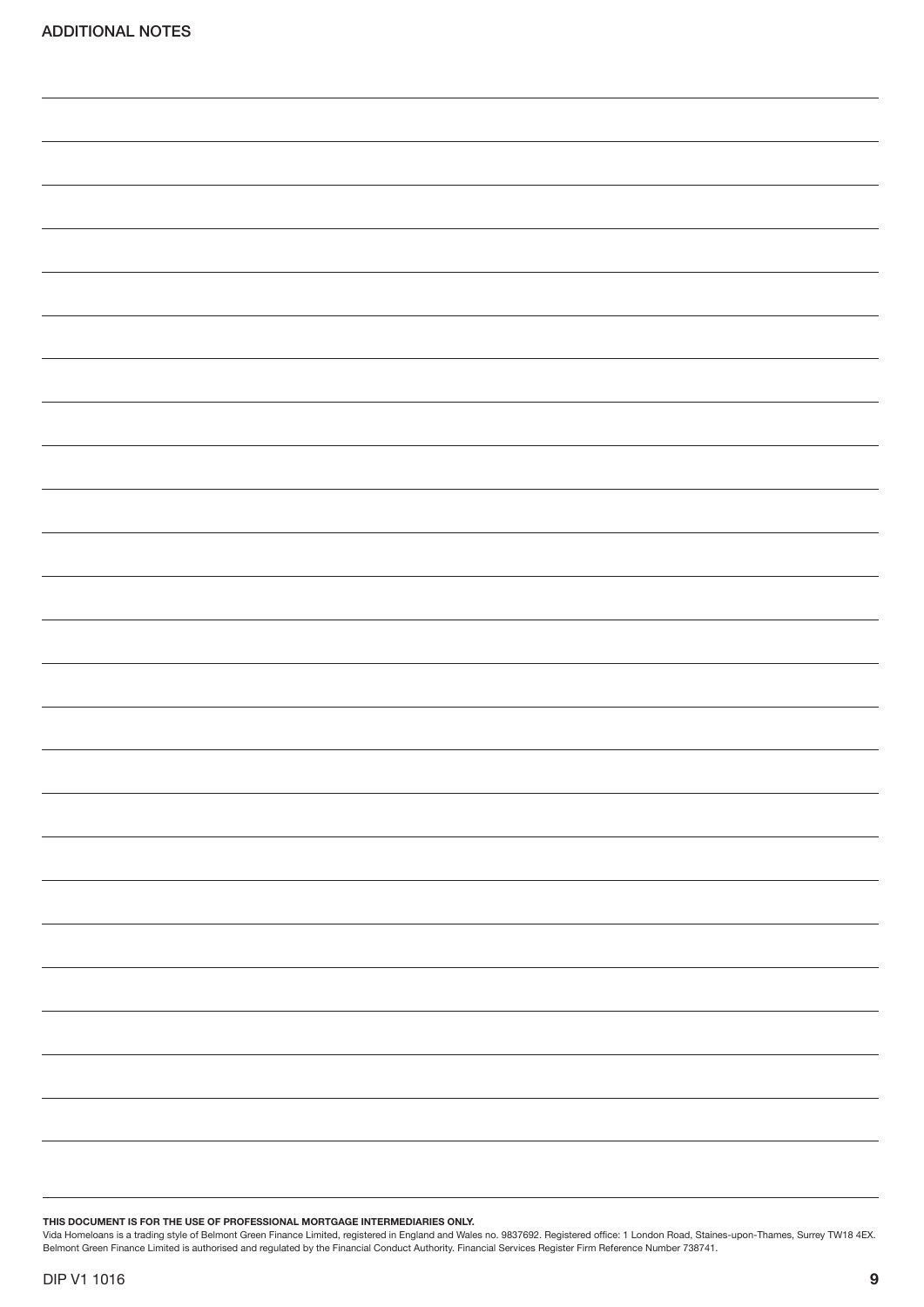## ADDITIONAL NOTES

**THIS DOCUMENT IS FOR THE USE OF PROFESSIONAL MORTGAGE INTERMEDIARIES ONLY.**

Vida Homeloans is a trading style of Belmont Green Finance Limited, registered in England and Wales no. 9837692. Registered office: 1 London Road, Staines-upon-Thames, Surrey TW18 4EX. Belmont Green Finance Limited is authorised and regulated by the Financial Conduct Authority. Financial Services Register Firm Reference Number 738741.

DIP V1 1016